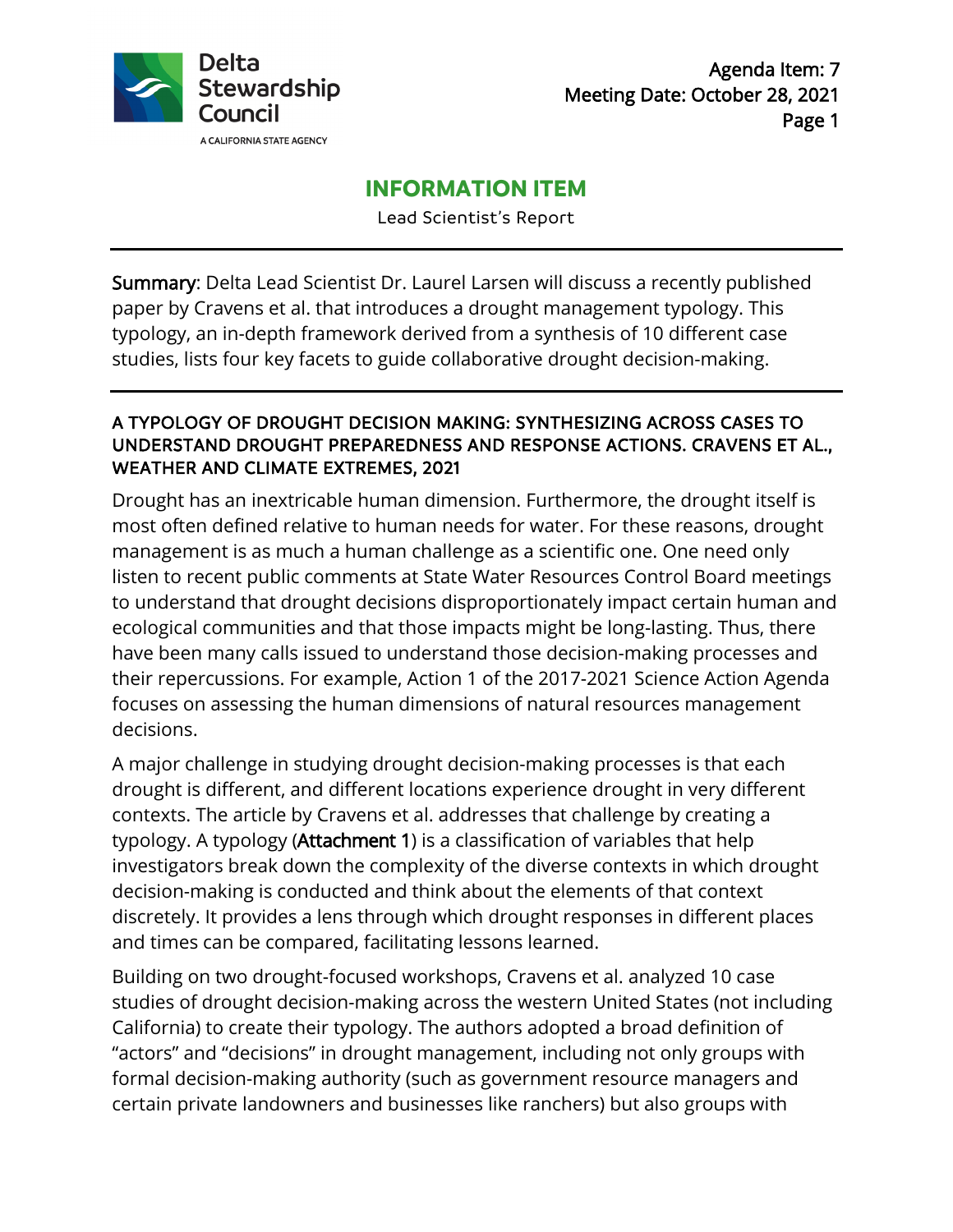Delta Stewardship Council

A CALIFORNIA STATE AGENCY

Agenda Item: 7
Meeting Date: October 28, 2021

# INFORMATION ITEM

Lead Scientist's Report

**Summary**: Delta Lead Scientist Dr. Laurel Larsen will discuss a recently published paper by Cravens et al. that introduces a drought management typology. This typology, an in-depth framework derived from a synthesis of 10 different case studies, lists four key facets to guide collaborative drought decision-making.

## A TYPOLOGY OF DROUGHT DECISION MAKING: SYNTHESIZING ACROSS CASES TO UNDERSTAND DROUGHT PREPAREDNESS AND RESPONSE ACTIONS. CRAVENS ET AL., WEATHER AND CLIMATE EXTREMES, 2021

Drought has an inextricable human dimension. Furthermore, the drought itself is most often defined relative to human needs for water. For these reasons, drought management is as much a human challenge as a scientific one. One need only listen to recent public comments at State Water Resources Control Board meetings to understand that drought decisions disproportionately impact certain human and ecological communities and that those impacts might be long-lasting. Thus, there have been many calls issued to understand those decision-making processes and their repercussions. For example, Action 1 of the 2017-2021 Science Action Agenda focuses on assessing the human dimensions of natural resources management decisions.

A major challenge in studying drought decision-making processes is that each drought is different, and different locations experience drought in very different contexts. The article by Cravens et al. addresses that challenge by creating a typology. A typology (**Attachment 1**) is a classification of variables that help investigators break down the complexity of the diverse contexts in which drought decision-making is conducted and think about the elements of that context discretely. It provides a lens through which drought responses in different places and times can be compared, facilitating lessons learned.

Building on two drought-focused workshops, Cravens et al. analyzed 10 case studies of drought decision-making across the western United States (not including California) to create their typology. The authors adopted a broad definition of "actors" and "decisions" in drought management, including not only groups with formal decision-making authority (such as government resource managers and certain private landowners and businesses like ranchers) but also groups with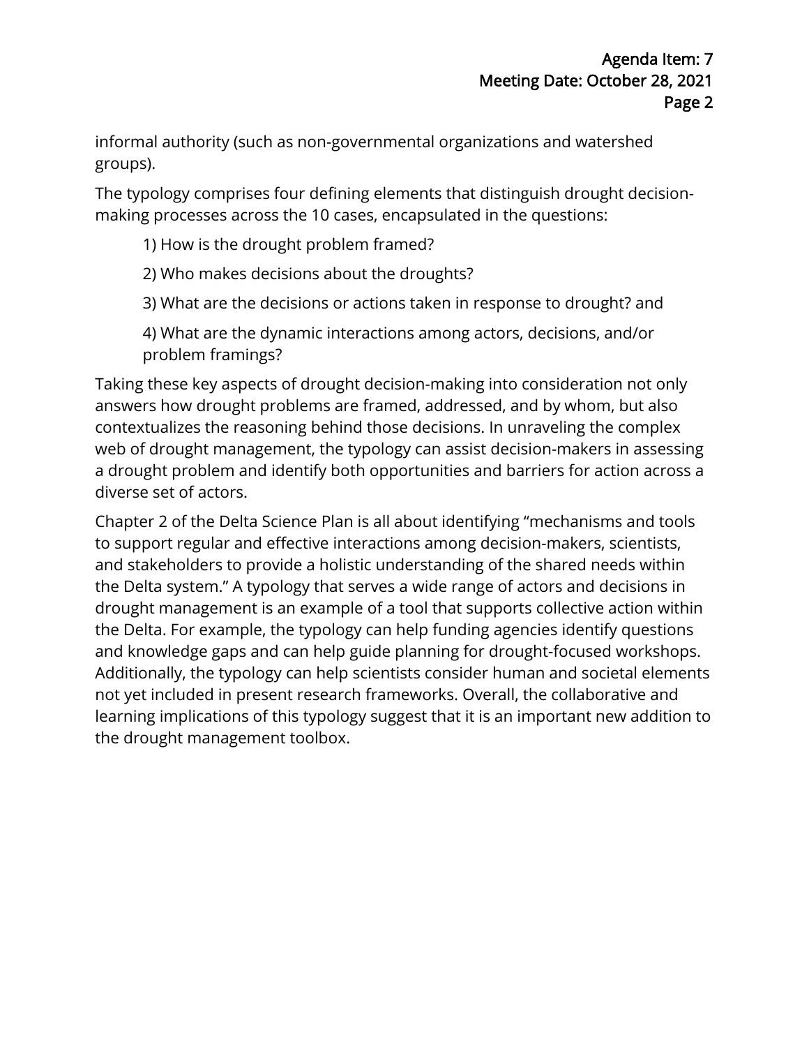informal authority (such as non-governmental organizations and watershed groups).

The typology comprises four defining elements that distinguish drought decision-making processes across the 10 cases, encapsulated in the questions:

1) How is the drought problem framed?

2) Who makes decisions about the droughts?

3) What are the decisions or actions taken in response to drought? and

4) What are the dynamic interactions among actors, decisions, and/or problem framings?

Taking these key aspects of drought decision-making into consideration not only answers how drought problems are framed, addressed, and by whom, but also contextualizes the reasoning behind those decisions. In unraveling the complex web of drought management, the typology can assist decision-makers in assessing a drought problem and identify both opportunities and barriers for action across a diverse set of actors.

Chapter 2 of the Delta Science Plan is all about identifying "mechanisms and tools to support regular and effective interactions among decision-makers, scientists, and stakeholders to provide a holistic understanding of the shared needs within the Delta system." A typology that serves a wide range of actors and decisions in drought management is an example of a tool that supports collective action within the Delta. For example, the typology can help funding agencies identify questions and knowledge gaps and can help guide planning for drought-focused workshops. Additionally, the typology can help scientists consider human and societal elements not yet included in present research frameworks. Overall, the collaborative and learning implications of this typology suggest that it is an important new addition to the drought management toolbox.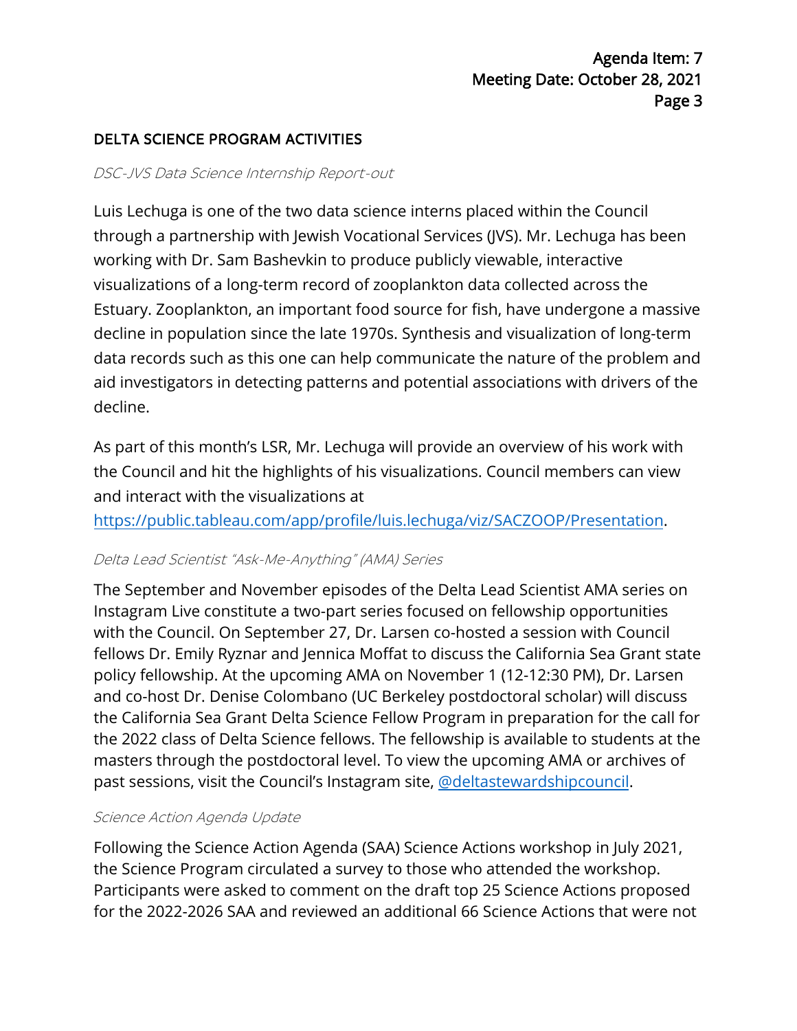## DELTA SCIENCE PROGRAM ACTIVITIES

*DSC-JVS Data Science Internship Report-out*

Luis Lechuga is one of the two data science interns placed within the Council through a partnership with Jewish Vocational Services (JVS). Mr. Lechuga has been working with Dr. Sam Bashevkin to produce publicly viewable, interactive visualizations of a long-term record of zooplankton data collected across the Estuary. Zooplankton, an important food source for fish, have undergone a massive decline in population since the late 1970s. Synthesis and visualization of long-term data records such as this one can help communicate the nature of the problem and aid investigators in detecting patterns and potential associations with drivers of the decline.

As part of this month's LSR, Mr. Lechuga will provide an overview of his work with the Council and hit the highlights of his visualizations. Council members can view and interact with the visualizations at https://public.tableau.com/app/profile/luis.lechuga/viz/SACZOOP/Presentation.

*Delta Lead Scientist "Ask-Me-Anything" (AMA) Series*

The September and November episodes of the Delta Lead Scientist AMA series on Instagram Live constitute a two-part series focused on fellowship opportunities with the Council. On September 27, Dr. Larsen co-hosted a session with Council fellows Dr. Emily Ryznar and Jennica Moffat to discuss the California Sea Grant state policy fellowship. At the upcoming AMA on November 1 (12-12:30 PM), Dr. Larsen and co-host Dr. Denise Colombano (UC Berkeley postdoctoral scholar) will discuss the California Sea Grant Delta Science Fellow Program in preparation for the call for the 2022 class of Delta Science fellows. The fellowship is available to students at the masters through the postdoctoral level. To view the upcoming AMA or archives of past sessions, visit the Council's Instagram site, @deltastewardshipcouncil.

*Science Action Agenda Update*

Following the Science Action Agenda (SAA) Science Actions workshop in July 2021, the Science Program circulated a survey to those who attended the workshop. Participants were asked to comment on the draft top 25 Science Actions proposed for the 2022-2026 SAA and reviewed an additional 66 Science Actions that were not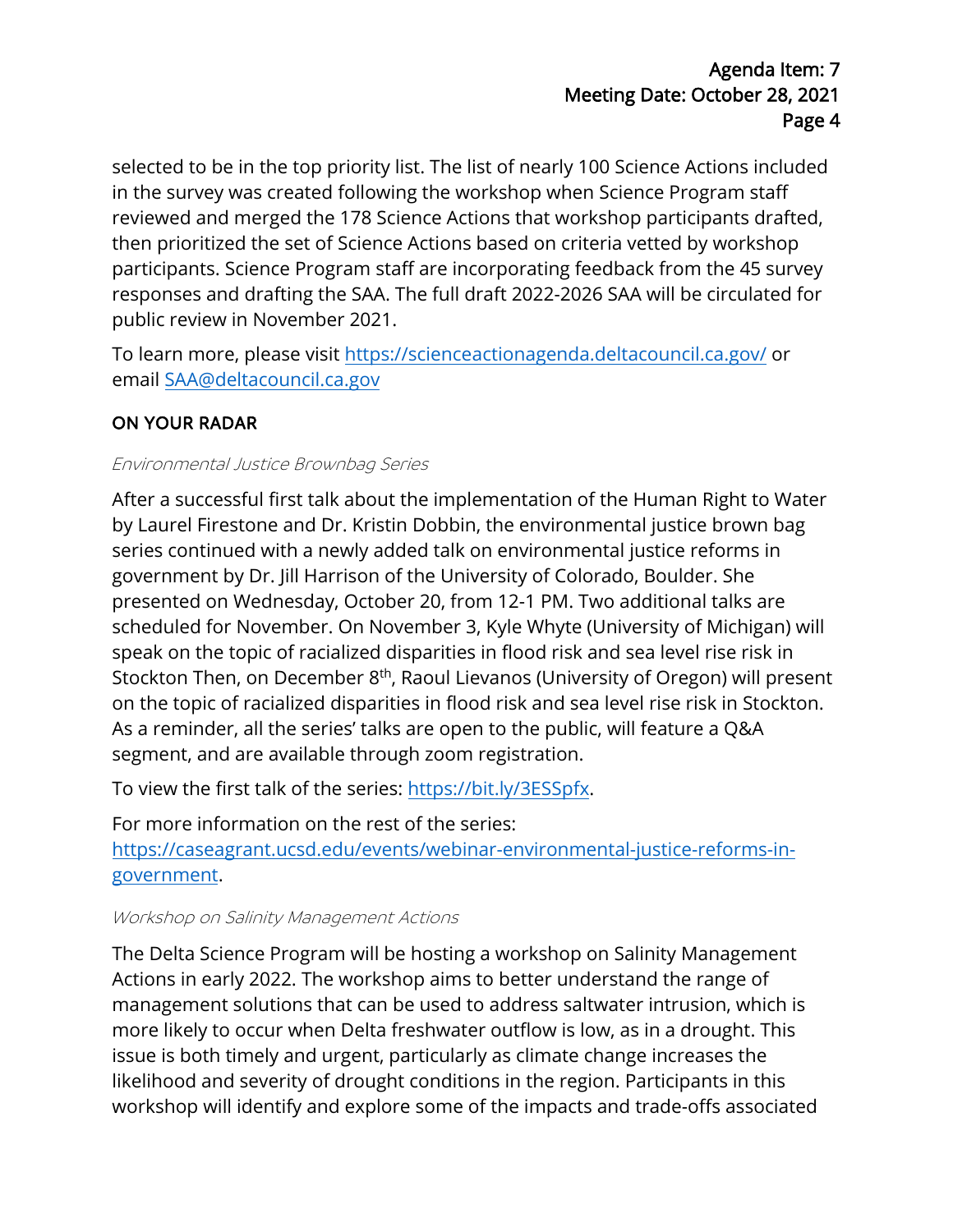selected to be in the top priority list. The list of nearly 100 Science Actions included in the survey was created following the workshop when Science Program staff reviewed and merged the 178 Science Actions that workshop participants drafted, then prioritized the set of Science Actions based on criteria vetted by workshop participants. Science Program staff are incorporating feedback from the 45 survey responses and drafting the SAA. The full draft 2022-2026 SAA will be circulated for public review in November 2021.

To learn more, please visit [https://scienceactionagenda.deltacouncil.ca.gov/](https://scienceactionagenda.deltacouncil.ca.gov/) or email [SAA@deltacouncil.ca.gov](mailto:SAA@deltacouncil.ca.gov)

### ON YOUR RADAR

*Environmental Justice Brownbag Series*

After a successful first talk about the implementation of the Human Right to Water by Laurel Firestone and Dr. Kristin Dobbin, the environmental justice brown bag series continued with a newly added talk on environmental justice reforms in government by Dr. Jill Harrison of the University of Colorado, Boulder. She presented on Wednesday, October 20, from 12-1 PM. Two additional talks are scheduled for November. On November 3, Kyle Whyte (University of Michigan) will speak on the topic of racialized disparities in flood risk and sea level rise risk in Stockton Then, on December 8th, Raoul Lievanos (University of Oregon) will present on the topic of racialized disparities in flood risk and sea level rise risk in Stockton. As a reminder, all the series' talks are open to the public, will feature a Q&A segment, and are available through zoom registration.

To view the first talk of the series: [https://bit.ly/3ESSpfx](https://bit.ly/3ESSpfx).

For more information on the rest of the series: [https://caseagrant.ucsd.edu/events/webinar-environmental-justice-reforms-in-government](https://caseagrant.ucsd.edu/events/webinar-environmental-justice-reforms-in-government).

*Workshop on Salinity Management Actions*

The Delta Science Program will be hosting a workshop on Salinity Management Actions in early 2022. The workshop aims to better understand the range of management solutions that can be used to address saltwater intrusion, which is more likely to occur when Delta freshwater outflow is low, as in a drought. This issue is both timely and urgent, particularly as climate change increases the likelihood and severity of drought conditions in the region. Participants in this workshop will identify and explore some of the impacts and trade-offs associated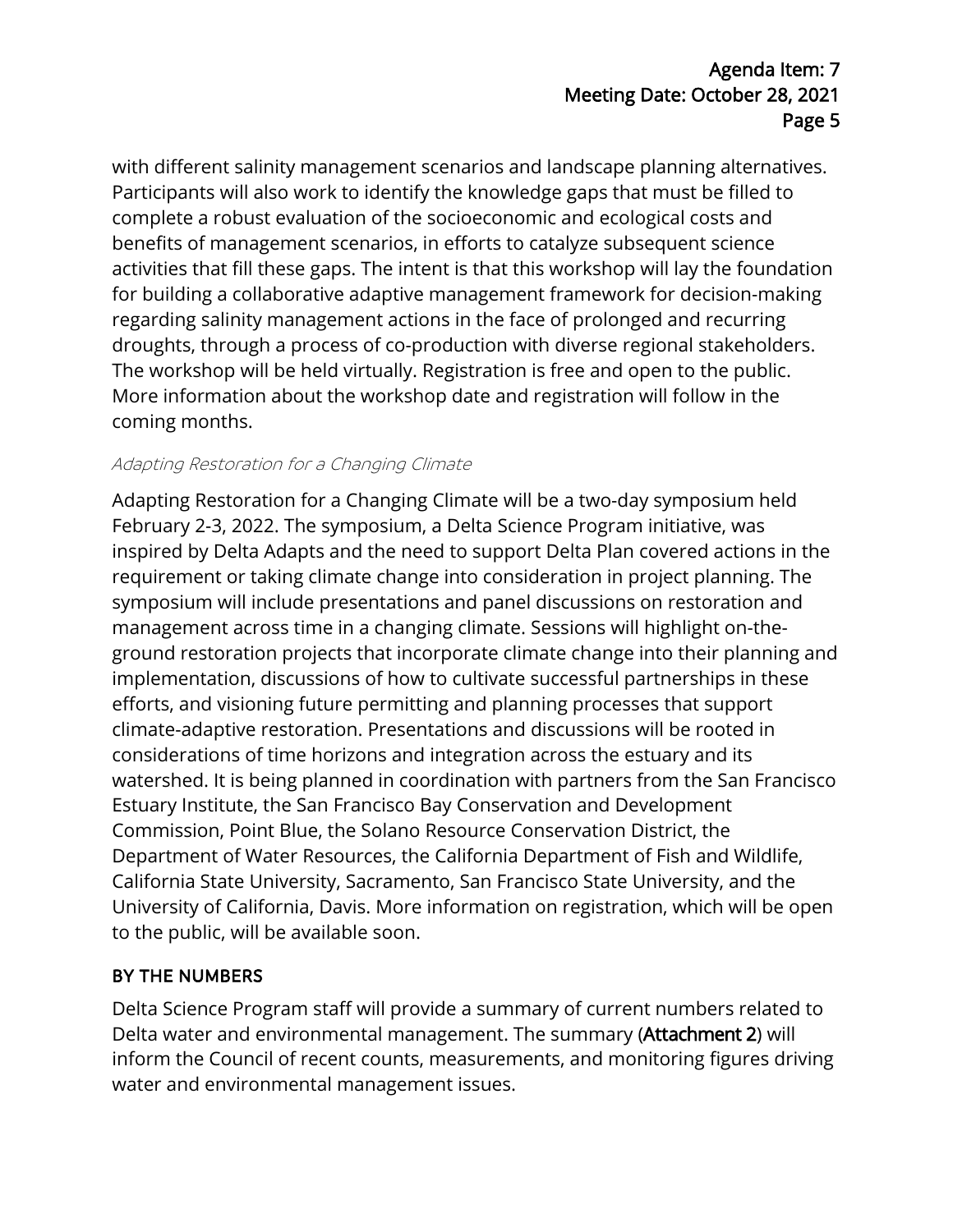with different salinity management scenarios and landscape planning alternatives. Participants will also work to identify the knowledge gaps that must be filled to complete a robust evaluation of the socioeconomic and ecological costs and benefits of management scenarios, in efforts to catalyze subsequent science activities that fill these gaps. The intent is that this workshop will lay the foundation for building a collaborative adaptive management framework for decision-making regarding salinity management actions in the face of prolonged and recurring droughts, through a process of co-production with diverse regional stakeholders. The workshop will be held virtually. Registration is free and open to the public. More information about the workshop date and registration will follow in the coming months.

### *Adapting Restoration for a Changing Climate*

Adapting Restoration for a Changing Climate will be a two-day symposium held February 2-3, 2022. The symposium, a Delta Science Program initiative, was inspired by Delta Adapts and the need to support Delta Plan covered actions in the requirement or taking climate change into consideration in project planning. The symposium will include presentations and panel discussions on restoration and management across time in a changing climate. Sessions will highlight on-the-ground restoration projects that incorporate climate change into their planning and implementation, discussions of how to cultivate successful partnerships in these efforts, and visioning future permitting and planning processes that support climate-adaptive restoration. Presentations and discussions will be rooted in considerations of time horizons and integration across the estuary and its watershed. It is being planned in coordination with partners from the San Francisco Estuary Institute, the San Francisco Bay Conservation and Development Commission, Point Blue, the Solano Resource Conservation District, the Department of Water Resources, the California Department of Fish and Wildlife, California State University, Sacramento, San Francisco State University, and the University of California, Davis. More information on registration, which will be open to the public, will be available soon.

## BY THE NUMBERS

Delta Science Program staff will provide a summary of current numbers related to Delta water and environmental management. The summary (**Attachment 2**) will inform the Council of recent counts, measurements, and monitoring figures driving water and environmental management issues.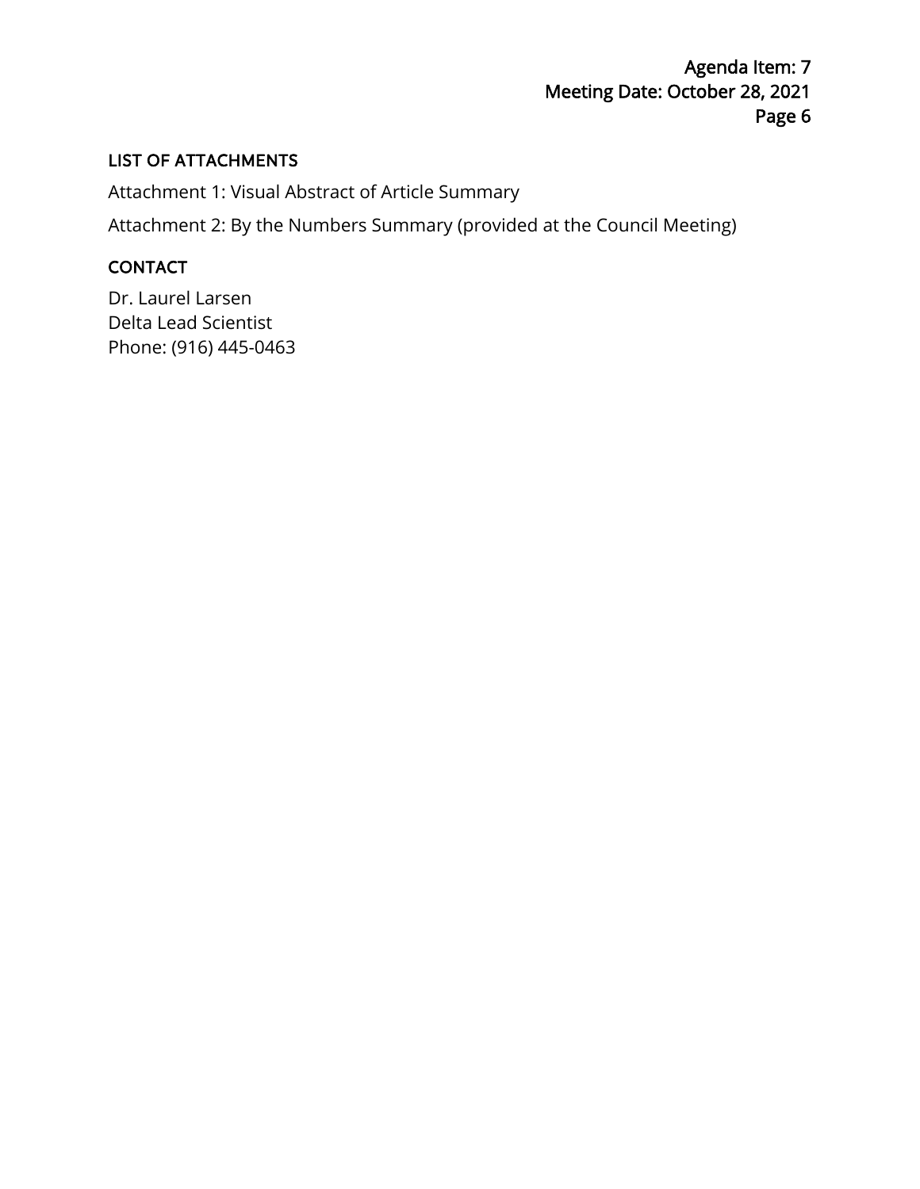## LIST OF ATTACHMENTS

Attachment 1: Visual Abstract of Article Summary

Attachment 2: By the Numbers Summary (provided at the Council Meeting)

## CONTACT

Dr. Laurel Larsen
Delta Lead Scientist
Phone: (916) 445-0463